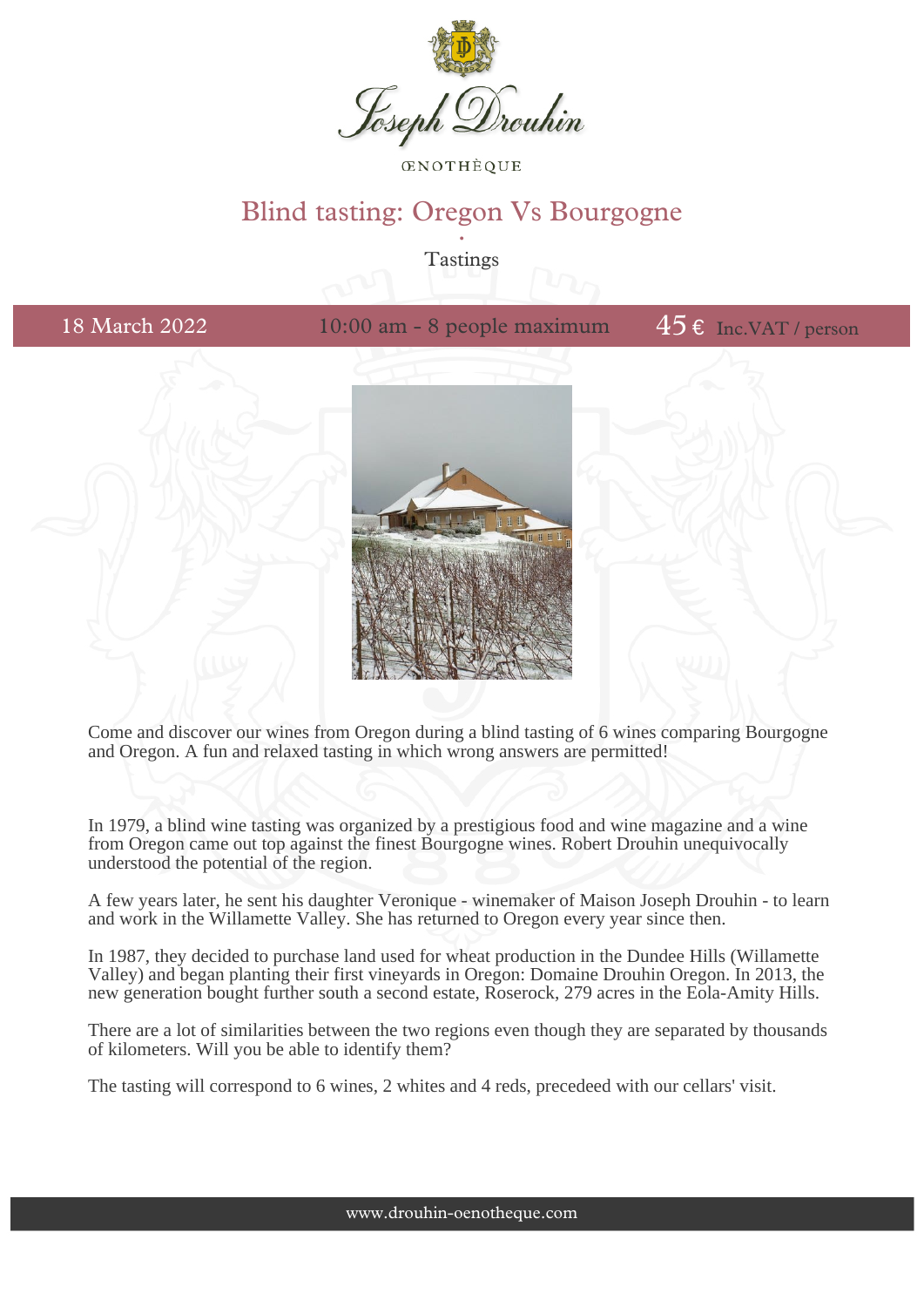Joseph Drouhin

ŒNOTHÈQUE

# Blind tasting: Oregon Vs Bourgogne

Tastings

18 March 2022 | 10:00 am - 8 people maximum | 45 € Inc.VAT / person

Come and discover our wines from Oregon during a blind tasting of 6 wines comparing Bourgogne and Oregon. A fun and relaxed tasting in which wrong answers are permitted!

In 1979, a blind wine tasting was organized by a prestigious food and wine magazine and a wine from Oregon came out top against the finest Bourgogne wines. Robert Drouhin unequivocally understood the potential of the region.

A few years later, he sent his daughter Veronique - winemaker of Maison Joseph Drouhin - to learn and work in the Willamette Valley. She has returned to Oregon every year since then.

In 1987, they decided to purchase land used for wheat production in the Dundee Hills (Willamette Valley) and began planting their first vineyards in Oregon: Domaine Drouhin Oregon. In 2013, the new generation bought further south a second estate, Roserock, 279 acres in the Eola-Amity Hills.

There are a lot of similarities between the two regions even though they are separated by thousands of kilometers. Will you be able to identify them?

The tasting will correspond to 6 wines, 2 whites and 4 reds, precedeed with our cellars' visit.

www.drouhin-oenotheque.com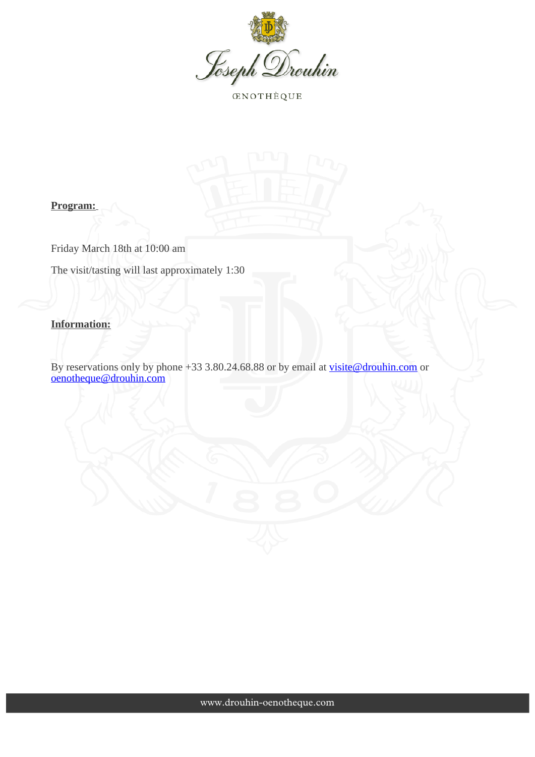**Program:**

Friday March 18th at 10:00 am

The visit/tasting will last approximately 1:30

**Information:**

By reservations only by phone +33 3.80.24.68.88 or by email at visite@drouhin.com or oenotheque@drouhin.com